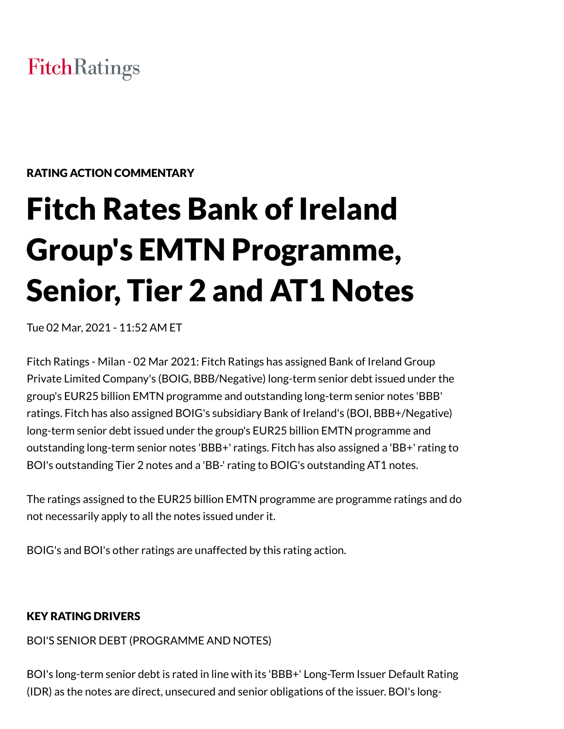FitchRatings

RATING ACTION COMMENTARY

# Fitch Rates Bank of Ireland Group's EMTN Programme, Senior, Tier 2 and AT1 Notes

Tue 02 Mar, 2021 - 11:52 AM ET

Fitch Ratings - Milan - 02 Mar 2021: Fitch Ratings has assigned Bank of Ireland Group Private Limited Company's (BOIG, BBB/Negative) long-term senior debt issued under the group's EUR25 billion EMTN programme and outstanding long-term senior notes 'BBB' ratings. Fitch has also assigned BOIG's subsidiary Bank of Ireland's (BOI, BBB+/Negative) long-term senior debt issued under the group's EUR25 billion EMTN programme and outstanding long-term senior notes 'BBB+' ratings. Fitch has also assigned a 'BB+' rating to BOI's outstanding Tier 2 notes and a 'BB-' rating to BOIG's outstanding AT1 notes.

The ratings assigned to the EUR25 billion EMTN programme are programme ratings and do not necessarily apply to all the notes issued under it.

BOIG's and BOI's other ratings are unaffected by this rating action.

## KEY RATING DRIVERS

BOI'S SENIOR DEBT (PROGRAMME AND NOTES)

BOI's long-term senior debt is rated in line with its 'BBB+' Long-Term Issuer Default Rating (IDR) as the notes are direct, unsecured and senior obligations of the issuer. BOI's long-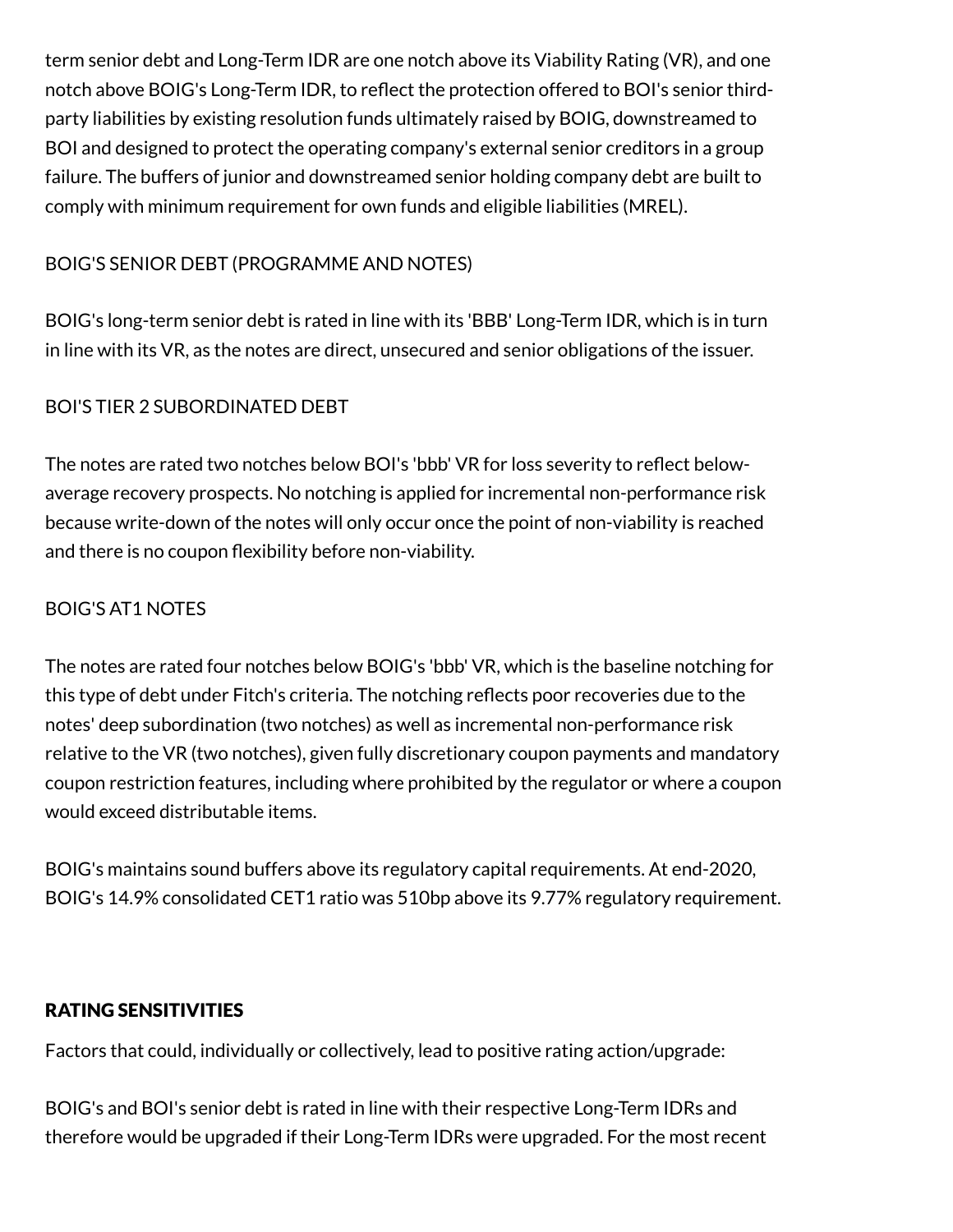term senior debt and Long-Term IDR are one notch above its Viability Rating (VR), and one notch above BOIG's Long-Term IDR, to reflect the protection offered to BOI's senior third-party liabilities by existing resolution funds ultimately raised by BOIG, downstreamed to BOI and designed to protect the operating company's external senior creditors in a group failure. The buffers of junior and downstreamed senior holding company debt are built to comply with minimum requirement for own funds and eligible liabilities (MREL).

BOIG'S SENIOR DEBT (PROGRAMME AND NOTES)

BOIG's long-term senior debt is rated in line with its 'BBB' Long-Term IDR, which is in turn in line with its VR, as the notes are direct, unsecured and senior obligations of the issuer.

BOI'S TIER 2 SUBORDINATED DEBT

The notes are rated two notches below BOI's 'bbb' VR for loss severity to reflect below-average recovery prospects. No notching is applied for incremental non-performance risk because write-down of the notes will only occur once the point of non-viability is reached and there is no coupon flexibility before non-viability.

BOIG'S AT1 NOTES

The notes are rated four notches below BOIG's 'bbb' VR, which is the baseline notching for this type of debt under Fitch's criteria. The notching reflects poor recoveries due to the notes' deep subordination (two notches) as well as incremental non-performance risk relative to the VR (two notches), given fully discretionary coupon payments and mandatory coupon restriction features, including where prohibited by the regulator or where a coupon would exceed distributable items.

BOIG's maintains sound buffers above its regulatory capital requirements. At end-2020, BOIG's 14.9% consolidated CET1 ratio was 510bp above its 9.77% regulatory requirement.

## RATING SENSITIVITIES

Factors that could, individually or collectively, lead to positive rating action/upgrade:

BOIG's and BOI's senior debt is rated in line with their respective Long-Term IDRs and therefore would be upgraded if their Long-Term IDRs were upgraded. For the most recent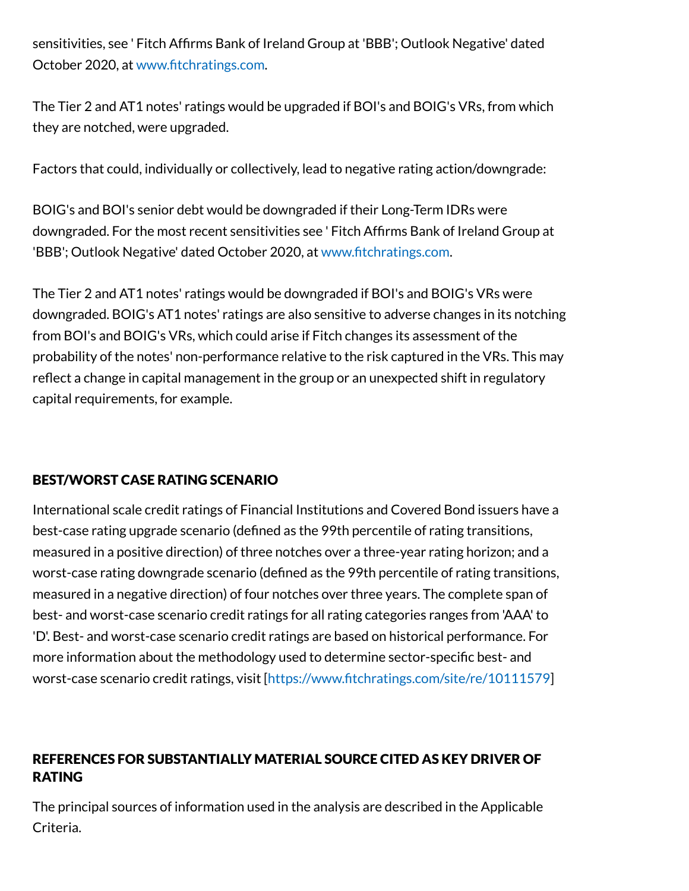sensitivities, see ' Fitch Affirms Bank of Ireland Group at 'BBB'; Outlook Negative' dated October 2020, at www.fitchratings.com.

The Tier 2 and AT1 notes' ratings would be upgraded if BOI's and BOIG's VRs, from which they are notched, were upgraded.

Factors that could, individually or collectively, lead to negative rating action/downgrade:

BOIG's and BOI's senior debt would be downgraded if their Long-Term IDRs were downgraded. For the most recent sensitivities see ' Fitch Affirms Bank of Ireland Group at 'BBB'; Outlook Negative' dated October 2020, at www.fitchratings.com.

The Tier 2 and AT1 notes' ratings would be downgraded if BOI's and BOIG's VRs were downgraded. BOIG's AT1 notes' ratings are also sensitive to adverse changes in its notching from BOI's and BOIG's VRs, which could arise if Fitch changes its assessment of the probability of the notes' non-performance relative to the risk captured in the VRs. This may reflect a change in capital management in the group or an unexpected shift in regulatory capital requirements, for example.

## BEST/WORST CASE RATING SCENARIO

International scale credit ratings of Financial Institutions and Covered Bond issuers have a best-case rating upgrade scenario (defined as the 99th percentile of rating transitions, measured in a positive direction) of three notches over a three-year rating horizon; and a worst-case rating downgrade scenario (defined as the 99th percentile of rating transitions, measured in a negative direction) of four notches over three years. The complete span of best- and worst-case scenario credit ratings for all rating categories ranges from 'AAA' to 'D'. Best- and worst-case scenario credit ratings are based on historical performance. For more information about the methodology used to determine sector-specific best- and worst-case scenario credit ratings, visit [https://www.fitchratings.com/site/re/10111579]

## REFERENCES FOR SUBSTANTIALLY MATERIAL SOURCE CITED AS KEY DRIVER OF RATING

The principal sources of information used in the analysis are described in the Applicable Criteria.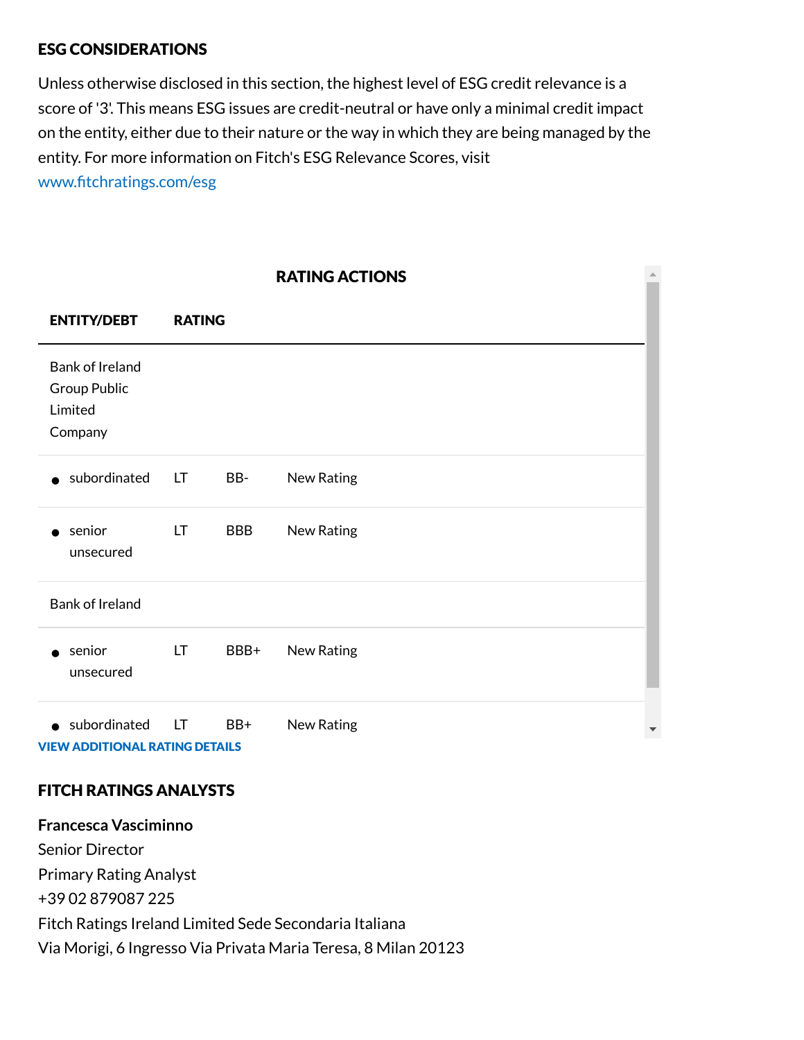## ESG CONSIDERATIONS

Unless otherwise disclosed in this section, the highest level of ESG credit relevance is a score of '3'. This means ESG issues are credit-neutral or have only a minimal credit impact on the entity, either due to their nature or the way in which they are being managed by the entity. For more information on Fitch's ESG Relevance Scores, visit www.fitchratings.com/esg

### RATING ACTIONS

| ENTITY/DEBT | RATING | | |
|---|---|---|---|
| Bank of Ireland Group Public Limited Company | | | |
| • subordinated | LT | BB- | New Rating |
| • senior unsecured | LT | BBB | New Rating |
| Bank of Ireland | | | |
| • senior unsecured | LT | BBB+ | New Rating |
| • subordinated | LT | BB+ | New Rating |

VIEW ADDITIONAL RATING DETAILS

## FITCH RATINGS ANALYSTS

**Francesca Vasciminno**
Senior Director
Primary Rating Analyst
+39 02 879087 225
Fitch Ratings Ireland Limited Sede Secondaria Italiana
Via Morigi, 6 Ingresso Via Privata Maria Teresa, 8 Milan 20123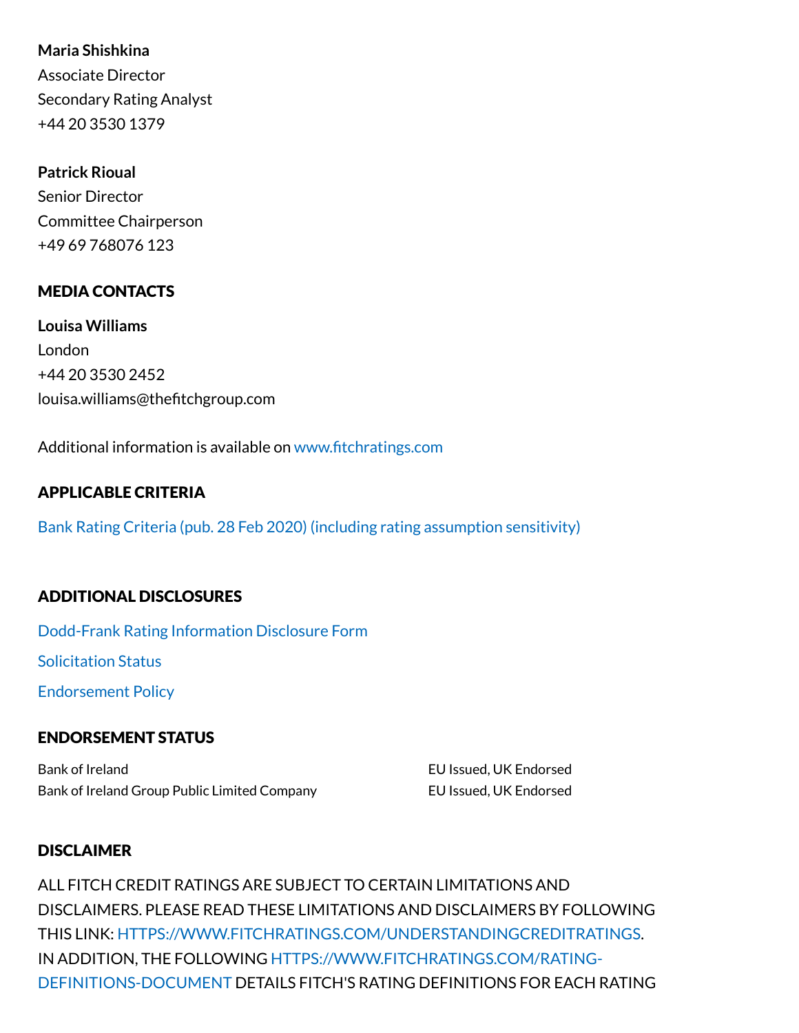**Maria Shishkina**
Associate Director
Secondary Rating Analyst
+44 20 3530 1379

**Patrick Rioual**
Senior Director
Committee Chairperson
+49 69 768076 123

## MEDIA CONTACTS

**Louisa Williams**
London
+44 20 3530 2452
louisa.williams@thefitchgroup.com

Additional information is available on www.fitchratings.com

## APPLICABLE CRITERIA

Bank Rating Criteria (pub. 28 Feb 2020) (including rating assumption sensitivity)

## ADDITIONAL DISCLOSURES

Dodd-Frank Rating Information Disclosure Form

Solicitation Status

Endorsement Policy

## ENDORSEMENT STATUS

| | |
|---|---|
| Bank of Ireland | EU Issued, UK Endorsed |
| Bank of Ireland Group Public Limited Company | EU Issued, UK Endorsed |

## DISCLAIMER

ALL FITCH CREDIT RATINGS ARE SUBJECT TO CERTAIN LIMITATIONS AND DISCLAIMERS. PLEASE READ THESE LIMITATIONS AND DISCLAIMERS BY FOLLOWING THIS LINK: HTTPS://WWW.FITCHRATINGS.COM/UNDERSTANDINGCREDITRATINGS. IN ADDITION, THE FOLLOWING HTTPS://WWW.FITCHRATINGS.COM/RATING-DEFINITIONS-DOCUMENT DETAILS FITCH'S RATING DEFINITIONS FOR EACH RATING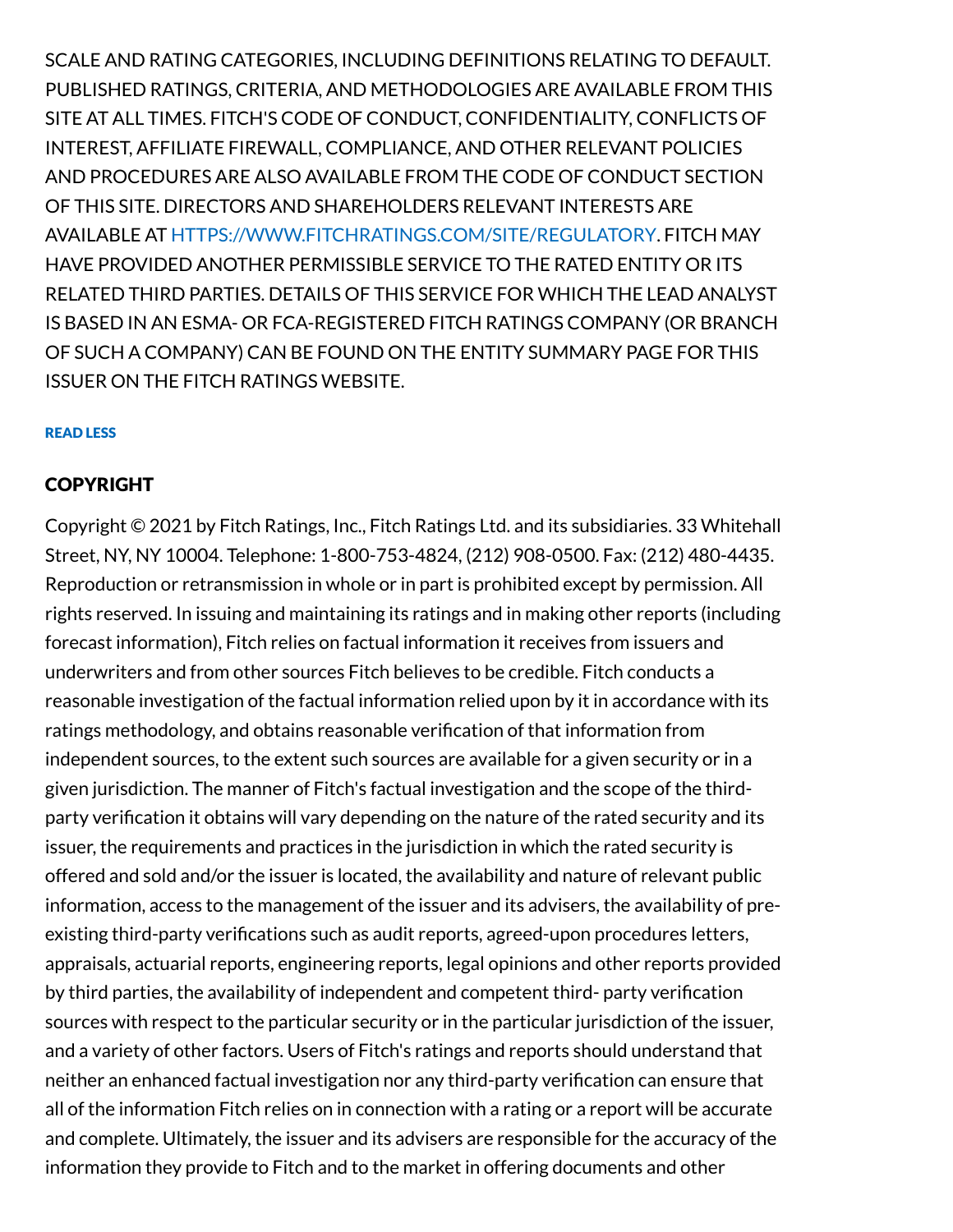SCALE AND RATING CATEGORIES, INCLUDING DEFINITIONS RELATING TO DEFAULT. PUBLISHED RATINGS, CRITERIA, AND METHODOLOGIES ARE AVAILABLE FROM THIS SITE AT ALL TIMES. FITCH'S CODE OF CONDUCT, CONFIDENTIALITY, CONFLICTS OF INTEREST, AFFILIATE FIREWALL, COMPLIANCE, AND OTHER RELEVANT POLICIES AND PROCEDURES ARE ALSO AVAILABLE FROM THE CODE OF CONDUCT SECTION OF THIS SITE. DIRECTORS AND SHAREHOLDERS RELEVANT INTERESTS ARE AVAILABLE AT HTTPS://WWW.FITCHRATINGS.COM/SITE/REGULATORY. FITCH MAY HAVE PROVIDED ANOTHER PERMISSIBLE SERVICE TO THE RATED ENTITY OR ITS RELATED THIRD PARTIES. DETAILS OF THIS SERVICE FOR WHICH THE LEAD ANALYST IS BASED IN AN ESMA- OR FCA-REGISTERED FITCH RATINGS COMPANY (OR BRANCH OF SUCH A COMPANY) CAN BE FOUND ON THE ENTITY SUMMARY PAGE FOR THIS ISSUER ON THE FITCH RATINGS WEBSITE.

READ LESS

## COPYRIGHT

Copyright © 2021 by Fitch Ratings, Inc., Fitch Ratings Ltd. and its subsidiaries. 33 Whitehall Street, NY, NY 10004. Telephone: 1-800-753-4824, (212) 908-0500. Fax: (212) 480-4435. Reproduction or retransmission in whole or in part is prohibited except by permission. All rights reserved. In issuing and maintaining its ratings and in making other reports (including forecast information), Fitch relies on factual information it receives from issuers and underwriters and from other sources Fitch believes to be credible. Fitch conducts a reasonable investigation of the factual information relied upon by it in accordance with its ratings methodology, and obtains reasonable verification of that information from independent sources, to the extent such sources are available for a given security or in a given jurisdiction. The manner of Fitch's factual investigation and the scope of the third-party verification it obtains will vary depending on the nature of the rated security and its issuer, the requirements and practices in the jurisdiction in which the rated security is offered and sold and/or the issuer is located, the availability and nature of relevant public information, access to the management of the issuer and its advisers, the availability of pre-existing third-party verifications such as audit reports, agreed-upon procedures letters, appraisals, actuarial reports, engineering reports, legal opinions and other reports provided by third parties, the availability of independent and competent third- party verification sources with respect to the particular security or in the particular jurisdiction of the issuer, and a variety of other factors. Users of Fitch's ratings and reports should understand that neither an enhanced factual investigation nor any third-party verification can ensure that all of the information Fitch relies on in connection with a rating or a report will be accurate and complete. Ultimately, the issuer and its advisers are responsible for the accuracy of the information they provide to Fitch and to the market in offering documents and other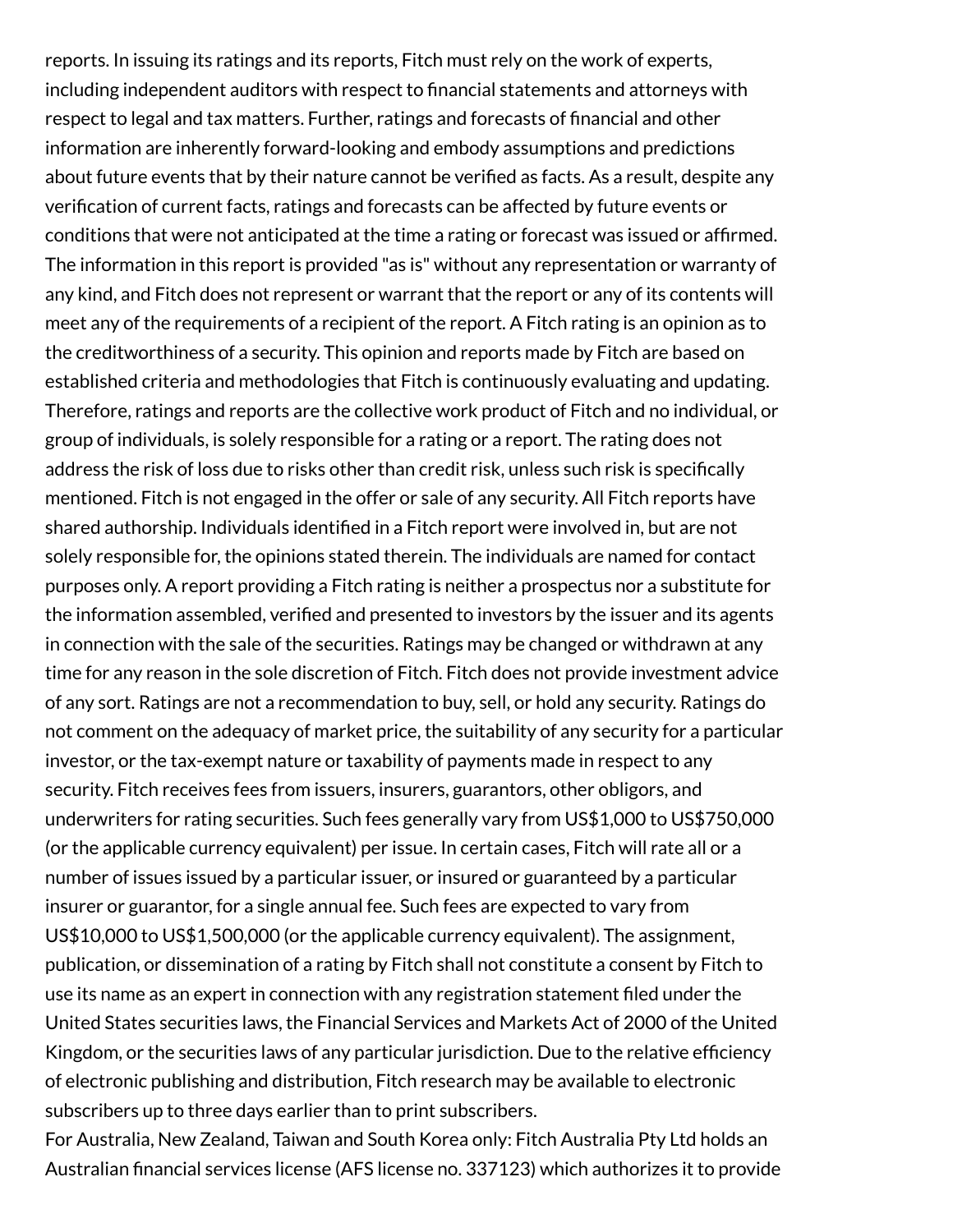reports. In issuing its ratings and its reports, Fitch must rely on the work of experts, including independent auditors with respect to financial statements and attorneys with respect to legal and tax matters. Further, ratings and forecasts of financial and other information are inherently forward-looking and embody assumptions and predictions about future events that by their nature cannot be verified as facts. As a result, despite any verification of current facts, ratings and forecasts can be affected by future events or conditions that were not anticipated at the time a rating or forecast was issued or affirmed. The information in this report is provided "as is" without any representation or warranty of any kind, and Fitch does not represent or warrant that the report or any of its contents will meet any of the requirements of a recipient of the report. A Fitch rating is an opinion as to the creditworthiness of a security. This opinion and reports made by Fitch are based on established criteria and methodologies that Fitch is continuously evaluating and updating. Therefore, ratings and reports are the collective work product of Fitch and no individual, or group of individuals, is solely responsible for a rating or a report. The rating does not address the risk of loss due to risks other than credit risk, unless such risk is specifically mentioned. Fitch is not engaged in the offer or sale of any security. All Fitch reports have shared authorship. Individuals identified in a Fitch report were involved in, but are not solely responsible for, the opinions stated therein. The individuals are named for contact purposes only. A report providing a Fitch rating is neither a prospectus nor a substitute for the information assembled, verified and presented to investors by the issuer and its agents in connection with the sale of the securities. Ratings may be changed or withdrawn at any time for any reason in the sole discretion of Fitch. Fitch does not provide investment advice of any sort. Ratings are not a recommendation to buy, sell, or hold any security. Ratings do not comment on the adequacy of market price, the suitability of any security for a particular investor, or the tax-exempt nature or taxability of payments made in respect to any security. Fitch receives fees from issuers, insurers, guarantors, other obligors, and underwriters for rating securities. Such fees generally vary from US$1,000 to US$750,000 (or the applicable currency equivalent) per issue. In certain cases, Fitch will rate all or a number of issues issued by a particular issuer, or insured or guaranteed by a particular insurer or guarantor, for a single annual fee. Such fees are expected to vary from US$10,000 to US$1,500,000 (or the applicable currency equivalent). The assignment, publication, or dissemination of a rating by Fitch shall not constitute a consent by Fitch to use its name as an expert in connection with any registration statement filed under the United States securities laws, the Financial Services and Markets Act of 2000 of the United Kingdom, or the securities laws of any particular jurisdiction. Due to the relative efficiency of electronic publishing and distribution, Fitch research may be available to electronic subscribers up to three days earlier than to print subscribers.

For Australia, New Zealand, Taiwan and South Korea only: Fitch Australia Pty Ltd holds an Australian financial services license (AFS license no. 337123) which authorizes it to provide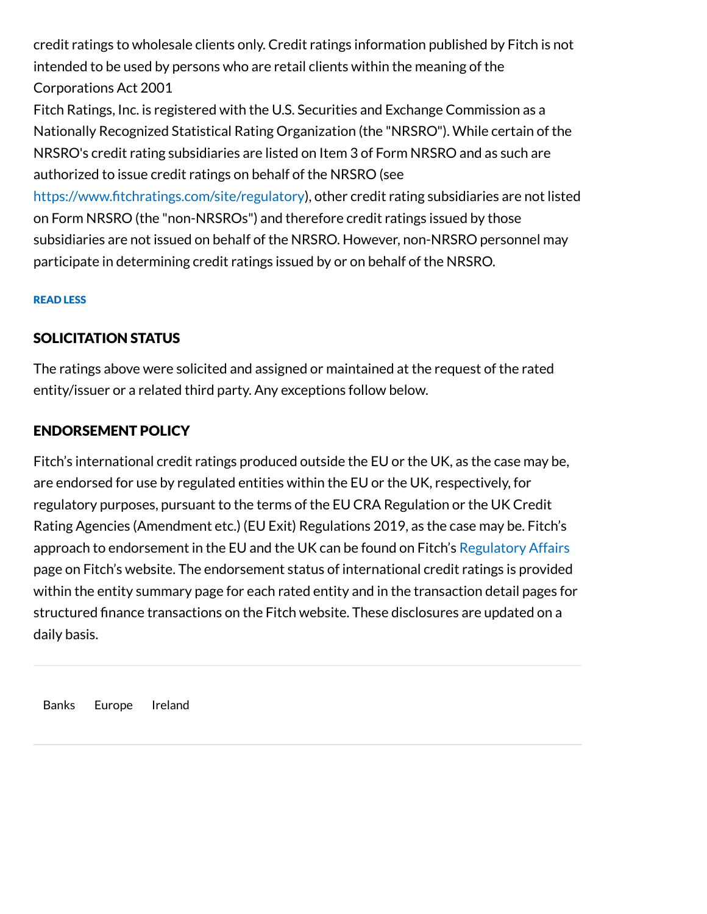credit ratings to wholesale clients only. Credit ratings information published by Fitch is not intended to be used by persons who are retail clients within the meaning of the Corporations Act 2001

Fitch Ratings, Inc. is registered with the U.S. Securities and Exchange Commission as a Nationally Recognized Statistical Rating Organization (the "NRSRO"). While certain of the NRSRO's credit rating subsidiaries are listed on Item 3 of Form NRSRO and as such are authorized to issue credit ratings on behalf of the NRSRO (see https://www.fitchratings.com/site/regulatory), other credit rating subsidiaries are not listed on Form NRSRO (the "non-NRSROs") and therefore credit ratings issued by those subsidiaries are not issued on behalf of the NRSRO. However, non-NRSRO personnel may participate in determining credit ratings issued by or on behalf of the NRSRO.

READ LESS

## SOLICITATION STATUS

The ratings above were solicited and assigned or maintained at the request of the rated entity/issuer or a related third party. Any exceptions follow below.

## ENDORSEMENT POLICY

Fitch's international credit ratings produced outside the EU or the UK, as the case may be, are endorsed for use by regulated entities within the EU or the UK, respectively, for regulatory purposes, pursuant to the terms of the EU CRA Regulation or the UK Credit Rating Agencies (Amendment etc.) (EU Exit) Regulations 2019, as the case may be. Fitch's approach to endorsement in the EU and the UK can be found on Fitch's Regulatory Affairs page on Fitch's website. The endorsement status of international credit ratings is provided within the entity summary page for each rated entity and in the transaction detail pages for structured finance transactions on the Fitch website. These disclosures are updated on a daily basis.

Banks Europe Ireland